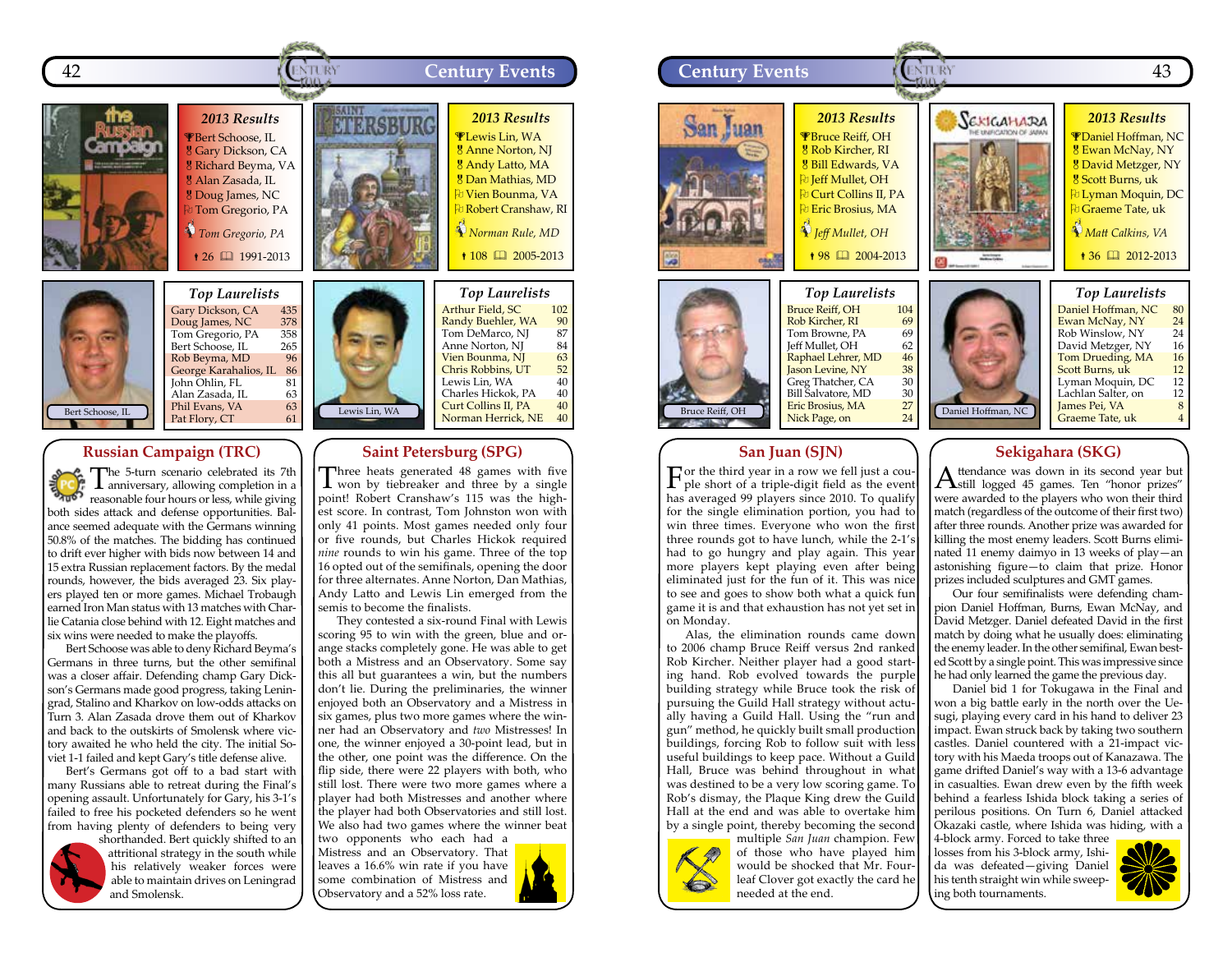# Century Events

## 2013 Results

- Bert Schoose, IL
- Gary Dickson, CA
- Richard Beyma, VA
- Alan Zasada, IL
- Doug James, NC
- Tom Gregorio, PA

*Tom Gregorio, PA*

26 | 1991-2013

### Top Laurelists

| Name | Laurels |
|---|---|
| Gary Dickson, CA | 435 |
| Doug James, NC | 378 |
| Tom Gregorio, PA | 358 |
| Bert Schoose, IL | 265 |
| Rob Beyma, MD | 96 |
| George Karahalios, IL | 86 |
| John Ohlin, FL | 81 |
| Alan Zasada, IL | 63 |
| Phil Evans, VA | 63 |
| Pat Flory, CT | 61 |

Bert Schoose, IL

## Russian Campaign (TRC)

The 5-turn scenario celebrated its 7th anniversary, allowing completion in a reasonable four hours or less, while giving both sides attack and defense opportunities. Balance seemed adequate with the Germans winning 50.8% of the matches. The bidding has continued to drift ever higher with bids now between 14 and 15 extra Russian replacement factors. By the medal rounds, however, the bids averaged 23. Six players played ten or more games. Michael Trobaugh earned Iron Man status with 13 matches with Charlie Catania close behind with 12. Eight matches and six wins were needed to make the playoffs.

Bert Schoose was able to deny Richard Beyma's Germans in three turns, but the other semifinal was a closer affair. Defending champ Gary Dickson's Germans made good progress, taking Leningrad, Stalino and Kharkov on low-odds attacks on Turn 3. Alan Zasada drove them out of Kharkov and back to the outskirts of Smolensk where victory awaited he who held the city. The initial Soviet 1-1 failed and kept Gary's title defense alive.

Bert's Germans got off to a bad start with many Russians able to retreat during the Final's opening assault. Unfortunately for Gary, his 3-1's failed to free his pocketed defenders so he went from having plenty of defenders to being very shorthanded. Bert quickly shifted to an attritional strategy in the south while his relatively weaker forces were able to maintain drives on Leningrad and Smolensk.

## 2013 Results

- Lewis Lin, WA
- Anne Norton, NJ
- Andy Latto, MA
- Dan Mathias, MD
- Vien Bounma, VA
- Robert Cranshaw, RI

*Norman Rule, MD*

108 | 2005-2013

### Top Laurelists

| Name | Laurels |
|---|---|
| Arthur Field, SC | 102 |
| Randy Buehler, WA | 90 |
| Tom DeMarco, NJ | 87 |
| Anne Norton, NJ | 84 |
| Vien Bounma, NJ | 63 |
| Chris Robbins, UT | 52 |
| Lewis Lin, WA | 40 |
| Charles Hickok, PA | 40 |
| Curt Collins II, PA | 40 |
| Norman Herrick, NE | 40 |

Lewis Lin, WA

## Saint Petersburg (SPG)

Three heats generated 48 games with five won by tiebreaker and three by a single point! Robert Cranshaw's 115 was the highest score. In contrast, Tim Johnston won with only 41 points. Most games needed only four or five rounds, but Charles Hickok required *nine* rounds to win his game. Three of the top 16 opted out of the semifinals, opening the door for three alternates. Anne Norton, Dan Mathias, Andy Latto and Lewis Lin emerged from the semis to become the finalists.

They contested a six-round Final with Lewis scoring 95 to win with the green, blue and orange stacks completely gone. He was able to get both a Mistress and an Observatory. Some say this all but guarantees a win, but the numbers don't lie. During the preliminaries, the winner enjoyed both an Observatory and a Mistress in six games, plus two more games where the winner had an Observatory and *two* Mistresses! In one, the winner enjoyed a 30-point lead, but in the other, one point was the difference. On the flip side, there were 22 players with both, who still lost. There were two more games where a player had both Mistresses and another where the player had both Observatories and still lost. We also had two games where the winner beat two opponents who each had a Mistress and an Observatory. That leaves a 16.6% win rate if you have some combination of Mistress and Observatory and a 52% loss rate.

## 2013 Results

- Bruce Reiff, OH
- Rob Kircher, RI
- Bill Edwards, VA
- Jeff Mullet, OH
- Curt Collins II, PA
- Eric Brosius, MA

*Jeff Mullet, OH*

98 | 2004-2013

### Top Laurelists

| Name | Laurels |
|---|---|
| Bruce Reiff, OH | 104 |
| Rob Kircher, RI | 69 |
| Tom Browne, PA | 69 |
| Jeff Mullet, OH | 62 |
| Raphael Lehrer, MD | 46 |
| Jason Levine, NY | 38 |
| Greg Thatcher, CA | 30 |
| Bill Salvatore, MD | 30 |
| Eric Brosius, MA | 27 |
| Nick Page, on | 24 |

Bruce Reiff, OH

## San Juan (SJN)

For the third year in a row we fell just a couple short of a triple-digit field as the event has averaged 99 players since 2010. To qualify for the single elimination portion, you had to win three times. Everyone who won the first three rounds got to have lunch, while the 2-1's had to go hungry and play again. This year more players kept playing even after being eliminated just for the fun of it. This was nice to see and goes to show both what a quick fun game it is and that exhaustion has not yet set in on Monday.

Alas, the elimination rounds came down to 2006 champ Bruce Reiff versus 2nd ranked Rob Kircher. Neither player had a good starting hand. Rob evolved towards the purple building strategy while Bruce took the risk of pursuing the Guild Hall strategy without actually having a Guild Hall. Using the "run and gun" method, he quickly built small production buildings, forcing Rob to follow suit with less useful buildings to keep pace. Without a Guild Hall, Bruce was behind throughout in what was destined to be a very low scoring game. To Rob's dismay, the Plaque King drew the Guild Hall at the end and was able to overtake him by a single point, thereby becoming the second multiple *San Juan* champion. Few of those who have played him would be shocked that Mr. Four-leaf Clover got exactly the card he needed at the end.

## 2013 Results

- Daniel Hoffman, NC
- Ewan McNay, NY
- David Metzger, NY
- Scott Burns, uk
- Lyman Moquin, DC
- Graeme Tate, uk

*Matt Calkins, VA*

36 | 2012-2013

### Top Laurelists

| Name | Laurels |
|---|---|
| Daniel Hoffman, NC | 80 |
| Ewan McNay, NY | 24 |
| Rob Winslow, NY | 24 |
| David Metzger, NY | 16 |
| Tom Drueding, MA | 16 |
| Scott Burns, uk | 12 |
| Lyman Moquin, DC | 12 |
| Lachlan Salter, on | 12 |
| James Pei, VA | 8 |
| Graeme Tate, uk | 4 |

Daniel Hoffman, NC

## Sekigahara (SKG)

Attendance was down in its second year but still logged 45 games. Ten "honor prizes" were awarded to the players who won their third match (regardless of the outcome of their first two) after three rounds. Another prize was awarded for killing the most enemy leaders. Scott Burns eliminated 11 enemy daimyo in 13 weeks of play—an astonishing figure—to claim that prize. Honor prizes included sculptures and GMT games.

Our four semifinalists were defending champion Daniel Hoffman, Burns, Ewan McNay, and David Metzger. Daniel defeated David in the first match by doing what he usually does: eliminating the enemy leader. In the other semifinal, Ewan bested Scott by a single point. This was impressive since he had only learned the game the previous day.

Daniel bid 1 for Tokugawa in the Final and won a big battle early in the north over the Uesugi, playing every card in his hand to deliver 23 impact. Ewan struck back by taking two southern castles. Daniel countered with a 21-impact victory with his Maeda troops out of Kanazawa. The game drifted Daniel's way with a 13-6 advantage in casualties. Ewan drew even by the fifth week behind a fearless Ishida block taking a series of perilous positions. On Turn 6, Daniel attacked Okazaki castle, where Ishida was hiding, with a 4-block army. Forced to take three losses from his 3-block army, Ishida was defeated—giving Daniel his tenth straight win while sweeping both tournaments.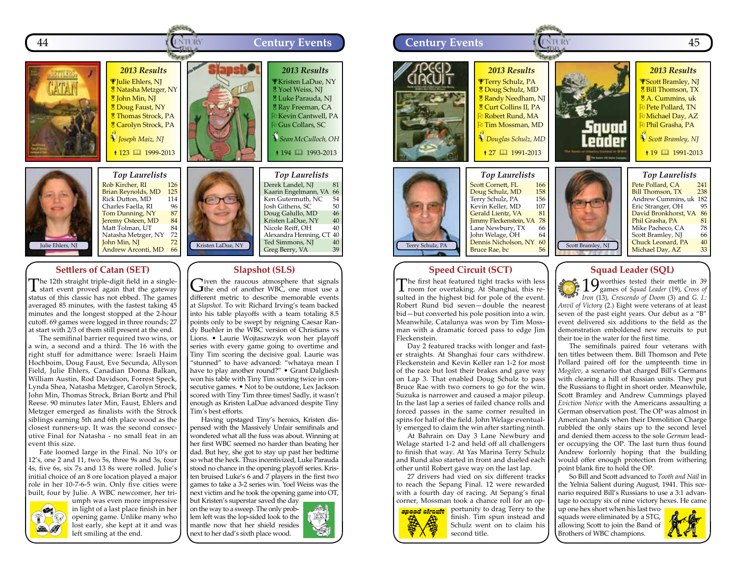## Settlers of Catan (SET)

**2013 Results**

- Julie Ehlers, NJ
- Natasha Metzger, NY
- John Min, NJ
- Doug Faust, NY
- Thomas Strock, PA
- Carolyn Strock, PA
- *Joseph Maiz, NJ*
- 123 · 1999-2013

Julie Ehlers, NJ

**Top Laurelists**

| Name | Points |
|---|---|
| Rob Kircher, RI | 126 |
| Brian Reynolds, MD | 125 |
| Rick Dutton, MD | 114 |
| Charles Faella, RI | 96 |
| Tom Dunning, NY | 87 |
| Jeremy Osteen, MD | 84 |
| Matt Tolman, UT | 84 |
| Natasha Metzger, NY | 72 |
| John Min, NJ | 72 |
| Andrew Arconti, MD | 66 |

The 12th straight triple-digit field in a single-start event proved again that the gateway status of this classic has not ebbed. The games averaged 85 minutes, with the fastest taking 45 minutes and the longest stopped at the 2-hour cutoff. 69 games were logged in three rounds; 27 at start with 2/3 of them still present at the end.

The semifinal barrier required two wins, or a win, a second and a third. The 16 with the right stuff for admittance were: Israeli Haim Hochboim, Doug Faust, Eve Secunda, Allyson Field, Julie Ehlers, Canadian Donna Balkan, William Austin, Rod Davidson, Forrest Speck, Lynda Shea, Natasha Metzger, Carolyn Strock, John Min, Thomas Strock, Brian Bortz and Phil Reese. 90 minutes later Min, Faust, Ehlers and Metzger emerged as finalists with the Strock siblings earning 5th and 6th place wood as the closest runners-up. It was the second consecutive Final for Natasha - no small feat in an event this size.

Fate loomed large in the Final. No 10's or 12's, one 2 and 11, two 5s, three 9s and 3s, four 4s, five 6s, six 7s and 13 8s were rolled. Julie's initial choice of an 8 ore location played a major role in her 10-7-6-5 win. Only five cities were built, four by Julie. A WBC newcomer, her triumph was even more impressive in light of a last place finish in her opening game. Unlike many who lost early, she kept at it and was left smiling at the end.

## Slapshot (SLS)

**2013 Results**

- Kristen LaDue, NY
- Yoel Weiss, NJ
- Luke Parauda, NJ
- Ray Freeman, CA
- Kevin Cantwell, PA
- Gus Collars, SC
- *Sean McCulloch, OH*
- 194 · 1993-2013

Kristen LaDue, NY

**Top Laurelists**

| Name | Points |
|---|---|
| Derek Landel, NJ | 81 |
| Kaarin Engelmann, VA | 66 |
| Ken Gutermuth, NC | 54 |
| Josh Githens, SC | 50 |
| Doug Galullo, MD | 46 |
| Kristen LaDue, NY | 40 |
| Nicole Reiff, OH | 40 |
| Alexandra Henning, CT | 40 |
| Ted Simmons, NJ | 40 |
| Greg Berry, VA | 39 |

Given the raucous atmosphere that signals the end of another WBC, one must use a different metric to describe memorable events at *Slapshot.* To wit: Richard Irving's team backed into his table playoffs with a team totaling 8.5 points only to be swept by reigning Caesar Randy Buehler in the WBC version of Christians vs Lions. • Laurie Wojtaszwzyk won her playoff series with every game going to overtime and Tiny Tim scoring the decisive goal. Laurie was "stunned" to have advanced: "whataya mean I have to play another round?" • Grant Dalgliesh won his table with Tiny Tim scoring twice in consecutive games. • Not to be outdone, Lex Jackson scored with Tiny Tim three times! Sadly, it wasn't enough as Kristen LaDue advanced despite Tiny Tim's best efforts.

Having upstaged Tiny's heroics, Kristen dispensed with the Massively Unfair semifinals and wondered what all the fuss was about. Winning at her first WBC seemed no harder than beating her dad. But hey, she got to stay up past her bedtime so what the heck. Thus incentivized, Luke Parauda stood no chance in the opening playoff series. Kristen bruised Luke's 6 and 7 players in the first two games to take a 3-2 series win. Yoel Weiss was the next victim and he took the opening game into OT, but Kristen's superstar saved the day on the way to a sweep. The only problem left was the lop-sided look to the mantle now that her shield resides next to her dad's sixth place wood.

## Speed Circuit (SCT)

**2013 Results**

- Terry Schulz, PA
- Doug Schulz, MD
- Randy Needham, NJ
- Curt Collins II, PA
- Robert Rund, MA
- Tim Mossman, MD
- *Douglas Schulz, MD*
- 27 · 1991-2013

Terry Schulz, PA

**Top Laurelists**

| Name | Points |
|---|---|
| Scott Cornett, FL | 166 |
| Doug Schulz, MD | 158 |
| Terry Schulz, PA | 156 |
| Kevin Keller, MD | 107 |
| Gerald Lientz, VA | 81 |
| Jimmy Fleckenstein, VA | 78 |
| Lane Newbury, TX | 66 |
| John Welage, OH | 64 |
| Dennis Nicholson, NY | 60 |
| Bruce Rae, bc | 56 |

The first heat featured tight tracks with less room for overtaking. At Shanghai, this resulted in the highest bid for pole of the event. Robert Rund bid seven—double the nearest bid—but converted his pole position into a win. Meanwhile, Catalunya was won by Tim Mossman with a dramatic forced pass to edge Jim Fleckenstein.

Day 2 featured tracks with longer and faster straights. At Shanghai four cars withdrew. Fleckenstein and Kevin Keller ran 1-2 for most of the race but lost their brakes and gave way on Lap 3. That enabled Doug Schulz to pass Bruce Rae with two corners to go for the win. Suzuka is narrower and caused a major pileup. In the last lap a series of failed chance rolls and forced passes in the same corner resulted in spins for half of the field. John Welage eventually emerged to claim the win after starting ninth.

At Bahrain on Day 3 Lane Newbury and Welage started 1-2 and held off all challengers to finish that way. At Yas Marina Terry Schulz and Rund also started in front and dueled each other until Robert gave way on the last lap.

27 drivers had vied on six different tracks to reach the Sepang Final. 12 were rewarded with a fourth day of racing. At Sepang's final corner, Mossman took a chance roll for an opportunity to drag Terry to the finish. Tim spun instead and Schulz went on to claim his second title.

## Squad Leader (SQL)

**2013 Results**

- Scott Bramley, NJ
- Bill Thomson, TX
- A. Cummins, uk
- Pete Pollard, TN
- Michael Day, AZ
- Phil Grasha, PA
- *Scott Bramley, NJ*
- 19 · 1991-2013

Scott Bramley, NJ

**Top Laurelists**

| Name | Points |
|---|---|
| Pete Pollard, CA | 241 |
| Bill Thomson, TX | 238 |
| Andrew Cummins, uk | 182 |
| Eric Stranger, OH | 95 |
| David Bronkhorst, VA | 86 |
| Phil Grasha, PA | 81 |
| Mike Pacheco, CA | 78 |
| Scott Bramley, NJ | 66 |
| Chuck Leonard, PA | 40 |
| Michael Day, AZ | 33 |

19 worthies tested their mettle in 39 games of *Squad Leader* (19), *Cross of Iron* (13), *Crescendo of Doom* (3) and *G. I.: Anvil of Victory* (2.) Eight were veterans of at least seven of the past eight years. Our debut as a "B" event delivered six additions to the field as the demonstration emboldened new recruits to put their toe in the water for the first time.

The semifinals paired four veterans with ten titles between them. Bill Thomson and Pete Pollard paired off for the umpteenth time in *Mogilev*, a scenario that charged Bill's Germans with clearing a hill of Russian units. They put the Russians to flight in short order. Meanwhile, Scott Bramley and Andrew Cummings played *Eviction Notice* with the Americans assaulting a German observation post. The OP was almost in American hands when their Demolition Charge rubbled the only stairs up to the second level and denied them access to the sole *German* leader occupying the OP. The last turn thus found Andrew forlornly hoping that the building would offer enough protection from withering point blank fire to hold the OP.

So Bill and Scott advanced to *Tooth and Nail* in the Yelnia Salient during August, 1941. This scenario required Bill's Russians to use a 3:1 advantage to occupy six of nine victory hexes. He came up one hex short when his last two squads were eliminated by a STG, allowing Scott to join the Band of Brothers of WBC champions.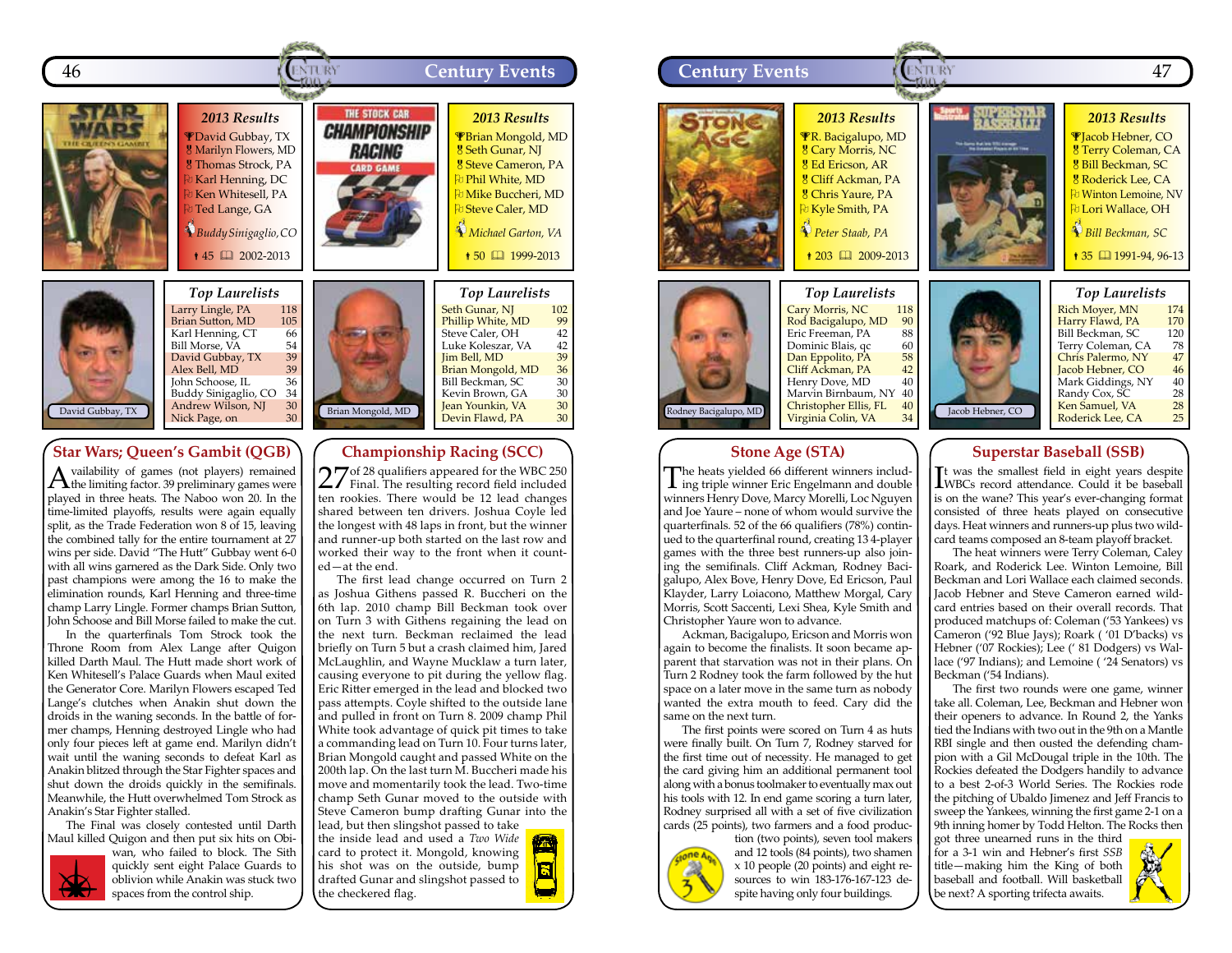## Star Wars; Queen's Gambit (QGB)

**2013 Results**

1. David Gubbay, TX
2. Marilyn Flowers, MD
3. Thomas Strock, PA
4. Karl Henning, DC
5. Ken Whitesell, PA
6. Ted Lange, GA

*Buddy Sinigaglio, CO*

45 | 2002-2013

**Top Laurelists**

| Name | Laurels |
|---|---|
| Larry Lingle, PA | 118 |
| Brian Sutton, MD | 105 |
| Karl Henning, CT | 66 |
| Bill Morse, VA | 54 |
| David Gubbay, TX | 39 |
| Alex Bell, MD | 39 |
| John Schoose, IL | 36 |
| Buddy Sinigaglio, CO | 34 |
| Andrew Wilson, NJ | 30 |
| Nick Page, on | 30 |

David Gubbay, TX

Availability of games (not players) remained the limiting factor. 39 preliminary games were played in three heats. The Naboo won 20. In the time-limited playoffs, results were again equally split, as the Trade Federation won 8 of 15, leaving the combined tally for the entire tournament at 27 wins per side. David "The Hutt" Gubbay went 6-0 with all wins garnered as the Dark Side. Only two past champions were among the 16 to make the elimination rounds, Karl Henning and three-time champ Larry Lingle. Former champs Brian Sutton, John Schoose and Bill Morse failed to make the cut.

In the quarterfinals Tom Strock took the Throne Room from Alex Lange's Quigon killed Darth Maul. The Hutt made short work of Ken Whitesell's Palace Guards when Maul exited the Generator Core. Marilyn Flowers escaped Ted Lange's clutches when Anakin shut down the droids in the waning seconds. In the battle of former champs, Henning destroyed Lingle who had only four pieces left at game end. Marilyn didn't wait until the waning seconds to defeat Karl as Anakin blitzed through the Star Fighter spaces and shut down the droids quickly in the semifinals. Meanwhile, the Hutt overwhelmed Tom Strock as Anakin's Star Fighter stalled.

The Final was closely contested until Darth Maul killed Quigon and then put six hits on Obi-wan, who failed to block. The Sith quickly sent eight Palace Guards to oblivion while Anakin was stuck two spaces from the control ship.

## Championship Racing (SCC)

**2013 Results**

1. Brian Mongold, MD
2. Seth Gunar, NJ
3. Steve Cameron, PA
4. Phil White, MD
5. Mike Buccheri, MD
6. Steve Caler, MD

*Michael Garton, VA*

50 | 1999-2013

**Top Laurelists**

| Name | Laurels |
|---|---|
| Seth Gunar, NJ | 102 |
| Phillip White, MD | 99 |
| Steve Caler, OH | 42 |
| Luke Koleszar, VA | 42 |
| Jim Bell, MD | 39 |
| Brian Mongold, MD | 36 |
| Bill Beckman, SC | 30 |
| Kevin Brown, GA | 30 |
| Jean Younkin, VA | 30 |
| Devin Flawd, PA | 30 |

Brian Mongold, MD

27 of 28 qualifiers appeared for the WBC 250 Final. The resulting record field included ten rookies. There would be 12 lead changes shared between ten drivers. Joshua Coyle led the longest with 48 laps in front, but the winner and runner-up both started on the last row and worked their way to the front when it counted—at the end.

The first lead change occurred on Turn 2 as Joshua Githens passed R. Buccheri on the 6th lap. 2010 champ Bill Beckman took over on Turn 3 with Githens regaining the lead on the next turn. Beckman reclaimed the lead briefly on Turn 5 but a crash claimed him, Jared McLaughlin, and Wayne Mucklaw a turn later, causing everyone to pit during the yellow flag. Eric Ritter emerged in the lead and blocked two pass attempts. Coyle shifted to the outside lane and pulled in front on Turn 8. 2009 champ Phil White took advantage of quick pit times to take a commanding lead on Turn 10. Four turns later, Brian Mongold caught and passed White on the 200th lap. On the last turn M. Buccheri made his move and momentarily took the lead. Two-time champ Seth Gunar moved to the outside with Steve Cameron bump drafting Gunar into the lead, but then slingshot passed to take the inside lead and used a *Two Wide* card to protect it. Mongold, knowing his shot was on the outside, bump drafted Gunar and slingshot passed to the checkered flag.

## Stone Age (STA)

**2013 Results**

1. R. Bacigalupo, MD
2. Cary Morris, NC
3. Ed Ericson, AR
4. Cliff Ackman, PA
5. Chris Yaure, PA
6. Kyle Smith, PA

*Peter Staab, PA*

203 | 2009-2013

**Top Laurelists**

| Name | Laurels |
|---|---|
| Cary Morris, NC | 118 |
| Rod Bacigalupo, MD | 90 |
| Eric Freeman, PA | 88 |
| Dominic Blais, qc | 60 |
| Dan Eppolito, PA | 58 |
| Cliff Ackman, PA | 42 |
| Henry Dove, MD | 40 |
| Marvin Birnbaum, NY | 40 |
| Christopher Ellis, FL | 40 |
| Virginia Colin, VA | 34 |

Rodney Bacigalupo, MD

The heats yielded 66 different winners including triple winner Eric Engelmann and double winners Henry Dove, Marcy Morelli, Loc Nguyen and Joe Yaure – none of whom would survive the quarterfinals. 52 of the 66 qualifiers (78%) continued to the quarterfinal round, creating 13 4-player games with the three best runners-up also joining the semifinals. Cliff Ackman, Rodney Bacigalupo, Alex Bove, Henry Dove, Ed Ericson, Paul Klayder, Larry Loiacono, Matthew Morgal, Cary Morris, Scott Saccenti, Lexi Shea, Kyle Smith and Christopher Yaure won to advance.

Ackman, Bacigalupo, Ericson and Morris won again to become the finalists. It soon became apparent that starvation was not in their plans. On Turn 2 Rodney took the farm followed by the hut space on a later move in the same turn as nobody wanted the extra mouth to feed. Cary did the same on the next turn.

The first points were scored on Turn 4 as huts were finally built. On Turn 7, Rodney starved for the first time out of necessity. He managed to get the card giving him an additional permanent tool along with a bonus toolmaker to eventually max out his tools with 12. In end game scoring a turn later, Rodney surprised all with a set of five civilization cards (25 points), two farmers and a food production (two points), seven tool makers and 12 tools (84 points), two shamen x 10 people (20 points) and eight resources to win 183-176-167-123 despite having only four buildings.

## Superstar Baseball (SSB)

**2013 Results**

1. Jacob Hebner, CO
2. Terry Coleman, CA
3. Bill Beckman, SC
4. Roderick Lee, CA
5. Winton Lemoine, NV
6. Lori Wallace, OH

*Bill Beckman, SC*

35 | 1991-94, 96-13

**Top Laurelists**

| Name | Laurels |
|---|---|
| Rich Moyer, MN | 174 |
| Harry Flawd, PA | 170 |
| Bill Beckman, SC | 120 |
| Terry Coleman, CA | 78 |
| Chris Palermo, NY | 47 |
| Jacob Hebner, CO | 46 |
| Mark Giddings, NY | 40 |
| Randy Cox, SC | 28 |
| Ken Samuel, VA | 28 |
| Roderick Lee, CA | 25 |

Jacob Hebner, CO

It was the smallest field in eight years despite WBCs record attendance. Could it be baseball is on the wane? This year's ever-changing format consisted of three heats played on consecutive days. Heat winners and runners-up plus two wild-card teams composed an 8-team playoff bracket.

The heat winners were Terry Coleman, Caley Roark, and Roderick Lee. Winton Lemoine, Bill Beckman and Lori Wallace each claimed seconds. Jacob Hebner and Steve Cameron earned wild-card entries based on their overall records. That produced matchups of: Coleman ('53 Yankees) vs Cameron ('92 Blue Jays); Roark ('01 D'backs) vs Hebner ('07 Rockies); Lee (' 81 Dodgers) vs Wallace ('97 Indians); and Lemoine ( '24 Senators) vs Beckman ('54 Indians).

The first two rounds were one game, winner take all. Coleman, Lee, Beckman and Hebner won their openers to advance. In Round 2, the Yanks tied the Indians with two out in the 9th on a Mantle RBI single and then ousted the defending champion with a Gil McDougal triple in the 10th. The Rockies defeated the Dodgers handily to advance to a best 2-of-3 World Series. The Rockies rode the pitching of Ubaldo Jimenez and Jeff Francis to sweep the Yankees, winning the first game 2-1 on a 9th inning homer by Todd Helton. The Rocks then got three unearned runs in the third for a 3-1 win and Hebner's first *SSB* title—making him the King of both baseball and football. Will basketball be next? A sporting trifecta awaits.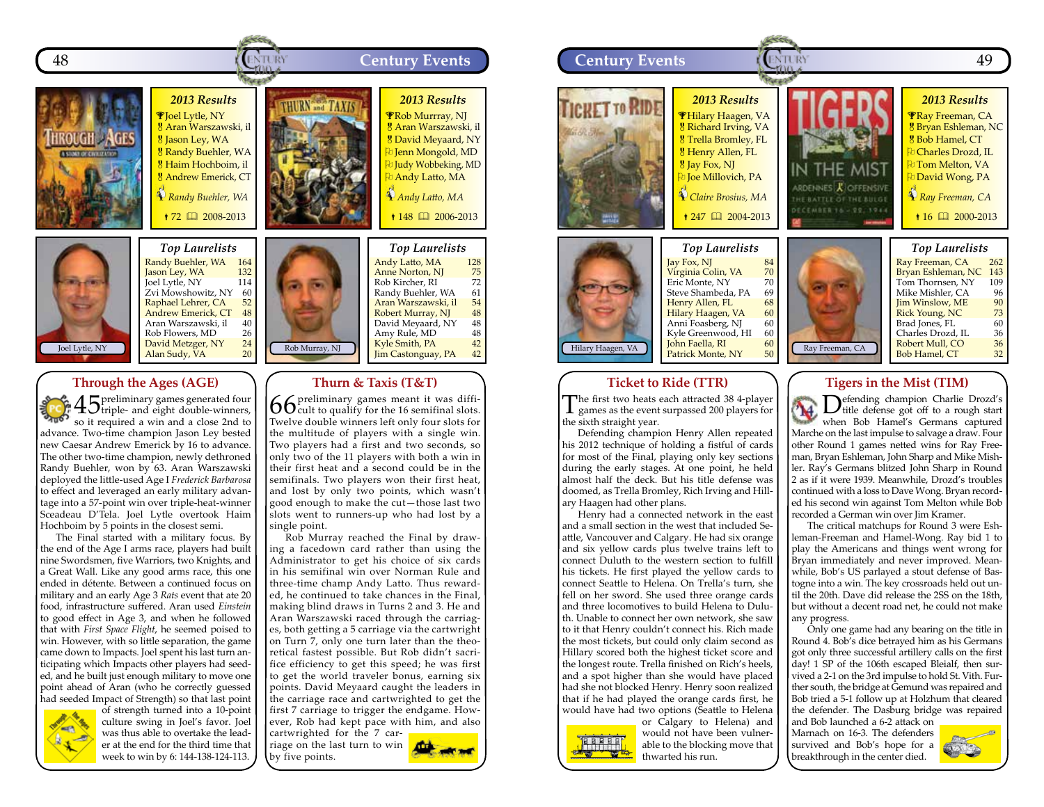## Through the Ages (AGE)

### 2013 Results

- Joel Lytle, NY
- Aran Warszawski, il
- Jason Ley, WA
- Randy Buehler, WA
- Haim Hochboim, il
- Andrew Emerick, CT

*Randy Buehler, WA*

72 — 2008-2013

### Top Laurelists

| Name | Points |
|---|---|
| Randy Buehler, WA | 164 |
| Jason Ley, WA | 132 |
| Joel Lytle, NY | 114 |
| Zvi Mowshowitz, NY | 60 |
| Raphael Lehrer, CA | 52 |
| Andrew Emerick, CT | 48 |
| Aran Warszawski, il | 40 |
| Rob Flowers, MD | 26 |
| David Metzger, NY | 24 |
| Alan Sudy, VA | 20 |

Joel Lytle, NY

45 preliminary games generated four triple- and eight double-winners, so it required a win and a close 2nd to advance. Two-time champion Jason Ley bested new Caesar Andrew Emerick by 16 to advance. The other two-time champion, newly dethroned Randy Buehler, won by 63. Aran Warszawski deployed the little-used Age I *Frederick Barbarosa* to effect and leveraged an early military advantage into a 57-point win over triple-heat-winner Sceadeau D'Tela. Joel Lytle overtook Haim Hochboim by 5 points in the closest semi.

The Final started with a military focus. By the end of the Age I arms race, players had built nine Swordsmen, five Warriors, two Knights, and a Great Wall. Like any good arms race, this one ended in détente. Between a continued focus on military and an early Age 3 *Rats* event that ate 20 food, infrastructure suffered. Aran used *Einstein* to good effect in Age 3, and when he followed that with *First Space Flight*, he seemed poised to win. However, with so little separation, the game came down to Impacts. Joel spent his last turn anticipating which Impacts other players had seeded, and he built just enough military to move one point ahead of Aran (who he correctly guessed had seeded Impact of Strength) so that last point of strength turned into a 10-point culture swing in Joel's favor. Joel was thus able to overtake the leader at the end for the third time that week to win by 6: 144-138-124-113.

## Thurn & Taxis (T&T)

### 2013 Results

- Rob Murrray, NJ
- Aran Warszawski, il
- David Meyaard, NY
- Jenn Mongold, MD
- Judy Wobbeking, MD
- Andy Latto, MA

*Andy Latto, MA*

148 — 2006-2013

### Top Laurelists

| Name | Points |
|---|---|
| Andy Latto, MA | 128 |
| Anne Norton, NJ | 75 |
| Rob Kircher, RI | 72 |
| Randy Buehler, WA | 61 |
| Aran Warszawski, il | 54 |
| Robert Murray, NJ | 48 |
| David Meyaard, NY | 48 |
| Amy Rule, MD | 48 |
| Kyle Smith, PA | 42 |
| Jim Castonguay, PA | 42 |

Rob Murray, NJ

66 preliminary games meant it was difficult to qualify for the 16 semifinal slots. Twelve double winners left only four slots for the multitude of players with a single win. Two players had a first and two seconds, so only two of the 11 players with both a win in their first heat and a second could be in the semifinals. Two players won their first heat, and lost by only two points, which wasn't good enough to make the cut—those last two slots went to runners-up who had lost by a single point.

Rob Murray reached the Final by drawing a facedown card rather than using the Administrator to get his choice of six cards in his semifinal win over Norman Rule and three-time champ Andy Latto. Thus rewarded, he continued to take chances in the Final, making blind draws in Turns 2 and 3. He and Aran Warszawski raced through the carriages, both getting a 5 carriage via the cartwright on Turn 7, only one turn later than the theoretical fastest possible. But Rob didn't sacrifice efficiency to get this speed; he was first to get the world traveler bonus, earning six points. David Meyaard caught the leaders in the carriage race and cartwrighted to get the first 7 carriage to trigger the endgame. However, Rob had kept pace with him, and also cartwrighted for the 7 carriage on the last turn to win by five points.

## Ticket to Ride (TTR)

### 2013 Results

- Hilary Haagen, VA
- Richard Irving, VA
- Trella Bromley, FL
- Henry Allen, FL
- Jay Fox, NJ
- Joe Millovich, PA

*Claire Brosius, MA*

247 — 2004-2013

### Top Laurelists

| Name | Points |
|---|---|
| Jay Fox, NJ | 84 |
| Virginia Colin, VA | 70 |
| Eric Monte, NY | 70 |
| Steve Shambeda, PA | 69 |
| Henry Allen, FL | 68 |
| Hilary Haagen, VA | 60 |
| Anni Foasberg, NJ | 60 |
| Kyle Greenwood, HI | 60 |
| John Faella, RI | 60 |
| Patrick Monte, NY | 50 |

Hilary Haagen, VA

The first two heats each attracted 38 4-player games as the event surpassed 200 players for the sixth straight year.

Defending champion Henry Allen repeated his 2012 technique of holding a fistful of cards for most of the Final, playing only key sections during the early stages. At one point, he held almost half the deck. But his title defense was doomed, as Trella Bromley, Rich Irving and Hillary Haagen had other plans.

Henry had a connected network in the east and a small section in the west that included Seattle, Vancouver and Calgary. He had six orange and six yellow cards plus twelve trains left to connect Duluth to the western section to fulfill his tickets. He first played the yellow cards to connect Seattle to Helena. On Trella's turn, she fell on her sword. She used three orange cards and three locomotives to build Helena to Duluth. Unable to connect her own network, she saw to it that Henry couldn't connect his. Rich made the most tickets, but could only claim second as Hillary scored both the highest ticket score and the longest route. Trella finished on Rich's heels, and a spot higher than she would have placed had she not blocked Henry. Henry soon realized that if he had played the orange cards first, he would have had two options (Seattle to Helena) or Calgary to Helena) and would not have been vulnerable to the blocking move that thwarted his run.

## Tigers in the Mist (TIM)

### 2013 Results

- Ray Freeman, CA
- Bryan Eshleman, NC
- Bob Hamel, CT
- Charles Drozd, IL
- Tom Melton, VA
- David Wong, PA

*Ray Freeman, CA*

16 — 2000-2013

### Top Laurelists

| Name | Points |
|---|---|
| Ray Freeman, CA | 262 |
| Bryan Eshleman, NC | 143 |
| Tom Thornsen, NY | 109 |
| Mike Mishler, CA | 96 |
| Jim Winslow, ME | 90 |
| Rick Young, NC | 73 |
| Brad Jones, FL | 60 |
| Charles Drozd, IL | 36 |
| Robert Mull, CO | 36 |
| Bob Hamel, CT | 32 |

Ray Freeman, CA

Defending champion Charlie Drozd's title defense got off to a rough start when Bob Hamel's Germans captured Marche on the last impulse to salvage a draw. Four other Round 1 games netted wins for Ray Freeman, Bryan Eshleman, John Sharp and Mike Mishler. Ray's Germans blitzed John Sharp in Round 2 as if it were 1939. Meanwhile, Drozd's troubles continued with a loss to Dave Wong. Bryan recorded his second win against Tom Melton while Bob recorded a German win over Jim Kramer.

The critical matchups for Round 3 were Eshleman-Freeman and Hamel-Wong. Ray bid 1 to play the Americans and things went wrong for Bryan immediately and never improved. Meanwhile, Bob's US parlayed a stout defense of Bastogne into a win. The key crossroads held out until the 20th. Dave did release the 2SS on the 18th, but without a decent road net, he could not make any progress.

Only one game had any bearing on the title in Round 4. Bob's dice betrayed him as his Germans got only three successful artillery calls on the first day! 1 SP of the 106th escaped Bleialf, then survived a 2-1 on the 3rd impulse to hold St. Vith. Further south, the bridge at Gemund was repaired and Bob tried a 5-1 follow up at Holzhum that cleared the defender. The Dasburg bridge was repaired and Bob launched a 6-2 attack on Marnach on 16-3. The defenders survived and Bob's hope for a breakthrough in the center died.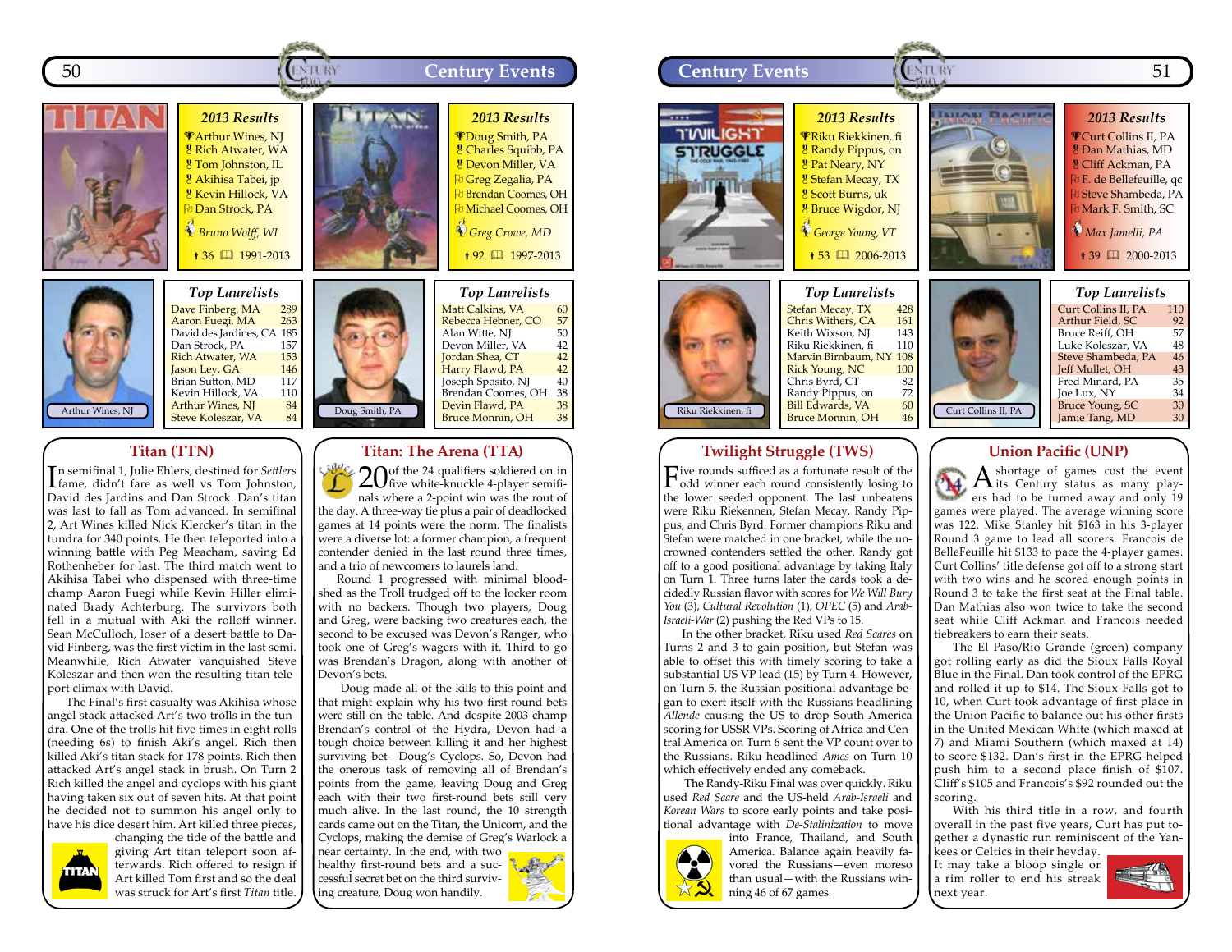## Titan (TTN)

### 2013 Results

- Arthur Wines, NJ
- Rich Atwater, WA
- Tom Johnston, IL
- Akihisa Tabei, jp
- Kevin Hillock, VA
- Dan Strock, PA

*Bruno Wolff, WI*

36 | 1991-2013

### Top Laurelists

| | |
|---|---|
| Dave Finberg, MA | 289 |
| Aaron Fuegi, MA | 263 |
| David des Jardines, CA | 185 |
| Dan Strock, PA | 157 |
| Rich Atwater, WA | 153 |
| Jason Ley, GA | 146 |
| Brian Sutton, MD | 117 |
| Kevin Hillock, VA | 110 |
| Arthur Wines, NJ | 84 |
| Steve Koleszar, VA | 84 |

Arthur Wines, NJ

In semifinal 1, Julie Ehlers, destined for *Settlers* fame, didn't fare as well vs Tom Johnston, David des Jardins and Dan Strock. Dan's titan was last to fall as Tom advanced. In semifinal 2, Art Wines killed Nick Klercker's titan in the tundra for 340 points. He then teleported into a winning battle with Peg Meacham, saving Ed Rothenheber for last. The third match went to Akihisa Tabei who dispensed with three-time champ Aaron Fuegi while Kevin Hiller eliminated Brady Achterburg. The survivors both fell in a mutual with Aki the rolloff winner. Sean McCulloch, loser of a desert battle to David Finberg, was the first victim in the last semi. Meanwhile, Rich Atwater vanquished Steve Koleszar and won the resulting titan teleport climax with David.

The Final's first casualty was Akihisa whose angel stack attacked Art's two trolls in the tundra. One of the trolls hit five times in eight rolls (needing 6s) to finish Aki's angel. Rich then killed Aki's titan stack for 178 points. Rich then attacked Art's angel stack in brush. On Turn 2 Rich killed the angel and cyclops with his giant having taken six out of seven hits. At that point he decided not to summon his angel only to have his dice desert him. Art killed three pieces, changing the tide of the battle and giving Art titan teleport soon afterwards. Rich offered to resign if Art killed Tom first and so the deal was struck for Art's first *Titan* title.

## Titan: The Arena (TTA)

### 2013 Results

- Doug Smith, PA
- Charles Squibb, PA
- Devon Miller, VA
- Greg Zegalia, PA
- Brendan Coomes, OH
- Michael Coomes, OH

*Greg Crowe, MD*

92 | 1997-2013

### Top Laurelists

| | |
|---|---|
| Matt Calkins, VA | 60 |
| Rebecca Hebner, CO | 57 |
| Alan Witte, NJ | 50 |
| Devon Miller, VA | 42 |
| Jordan Shea, CT | 42 |
| Harry Flawd, PA | 42 |
| Joseph Sposito, NJ | 40 |
| Brendan Coomes, OH | 38 |
| Devin Flawd, PA | 38 |
| Bruce Monnin, OH | 38 |

Doug Smith, PA

20 of the 24 qualifiers soldiered on in five white-knuckle 4-player semifinals where a 2-point win was the rout of the day. A three-way tie plus a pair of deadlocked games at 14 points were the norm. The finalists were a diverse lot: a former champion, a frequent contender denied in the last round three times, and a trio of newcomers to laurels land.

Round 1 progressed with minimal bloodshed as the Troll trudged off to the locker room with no backers. Though two players, Doug and Greg, were backing two creatures each, the second to be excused was Devon's Ranger, who took one of Greg's wagers with it. Third to go was Brendan's Dragon, along with another of Devon's bets.

Doug made all of the kills to this point and that might explain why his two first-round bets were still on the table. And despite 2003 champ Brendan's control of the Hydra, Devon had a tough choice between killing it and her highest surviving bet—Doug's Cyclops. So, Devon had the onerous task of removing all of Brendan's points from the game, leaving Doug and Greg each with their two first-round bets still very much alive. In the last round, the 10 strength cards came out on the Titan, the Unicorn, and the Cyclops, making the demise of Greg's Warlock a near certainty. In the end, with two healthy first-round bets and a successful secret bet on the third surviving creature, Doug won handily.

## Twilight Struggle (TWS)

### 2013 Results

- Riku Riekkinen, fi
- Randy Pippus, on
- Pat Neary, NY
- Stefan Mecay, TX
- Scott Burns, uk
- Bruce Wigdor, NJ

*George Young, VT*

53 | 2006-2013

### Top Laurelists

| | |
|---|---|
| Stefan Mecay, TX | 428 |
| Chris Withers, CA | 161 |
| Keith Wixson, NJ | 143 |
| Riku Riekkinen, fi | 110 |
| Marvin Birnbaum, NY | 108 |
| Rick Young, NC | 100 |
| Chris Byrd, CT | 82 |
| Randy Pippus, on | 72 |
| Bill Edwards, VA | 60 |
| Bruce Monnin, OH | 46 |

Riku Riekkinen, fi

Five rounds sufficed as a fortunate result of the odd winner each round consistently losing to the lower seeded opponent. The last unbeatens were Riku Riekkinen, Stefan Mecay, Randy Pippus, and Chris Byrd. Former champions Riku and Stefan were matched in one bracket, while the uncrowned contenders settled the other. Randy got off to a good positional advantage by taking Italy on Turn 1. Three turns later the cards took a decidedly Russian flavor with scores for *We Will Bury You* (3), *Cultural Revolution* (1), *OPEC* (5) and *Arab-Israeli-War* (2) pushing the Red VPs to 15.

In the other bracket, Riku used *Red Scares* on Turns 2 and 3 to gain position, but Stefan was able to offset this with timely scoring to take a substantial US VP lead (15) by Turn 4. However, on Turn 5, the Russian positional advantage began to exert itself with the Russians headlining *Allende* causing the US to drop South America scoring for USSR VPs. Scoring of Africa and Central America on Turn 6 sent the VP count over to the Russians. Riku headlined *Ames* on Turn 10 which effectively ended any comeback.

The Randy-Riku Final was over quickly. Riku used *Red Scare* and the US-held *Arab-Israeli* and *Korean Wars* to score early points and take positional advantage with *De-Stalinization* to move into France, Thailand, and South America. Balance again heavily favored the Russians—even moreso than usual—with the Russians winning 46 of 67 games.

## Union Pacific (UNP)

### 2013 Results

- Curt Collins II, PA
- Dan Mathias, MD
- Cliff Ackman, PA
- F. de Bellefeuille, qc
- Steve Shambeda, PA
- Mark F. Smith, SC

*Max Jamelli, PA*

39 | 2000-2013

### Top Laurelists

| | |
|---|---|
| Curt Collins II, PA | 110 |
| Arthur Field, SC | 92 |
| Bruce Reiff, OH | 57 |
| Luke Koleszar, VA | 48 |
| Steve Shambeda, PA | 46 |
| Jeff Mullet, OH | 43 |
| Fred Minard, PA | 35 |
| Joe Lux, NY | 34 |
| Bruce Young, SC | 30 |
| Jamie Tang, MD | 30 |

Curt Collins II, PA

A shortage of games cost the event its Century status as many players had to be turned away and only 19 games were played. The average winning score was 122. Mike Stanley hit $163 in his 3-player Round 3 game to lead all scorers. Francois de BelleFeuille hit $133 to pace the 4-player games. Curt Collins' title defense got off to a strong start with two wins and he scored enough points in Round 3 to take the first seat at the Final table. Dan Mathias also won twice to take the second seat while Cliff Ackman and Francois needed tiebreakers to earn their seats.

The El Paso/Rio Grande (green) company got rolling early as did the Sioux Falls Royal Blue in the Final. Dan took control of the EPRG and rolled it up to $14. The Sioux Falls got to 10, when Curt took advantage of first place in the Union Pacific to balance out his other firsts in the United Mexican White (which maxed at 7) and Miami Southern (which maxed at 14) to score $132. Dan's first in the EPRG helped push him to a second place finish of $107. Cliff's $105 and Francois's $92 rounded out the scoring.

With his third title in a row, and fourth overall in the past five years, Curt has put together a dynastic run reminiscent of the Yankees or Celtics in their heyday. It may take a bloop single or a rim roller to end his streak next year.